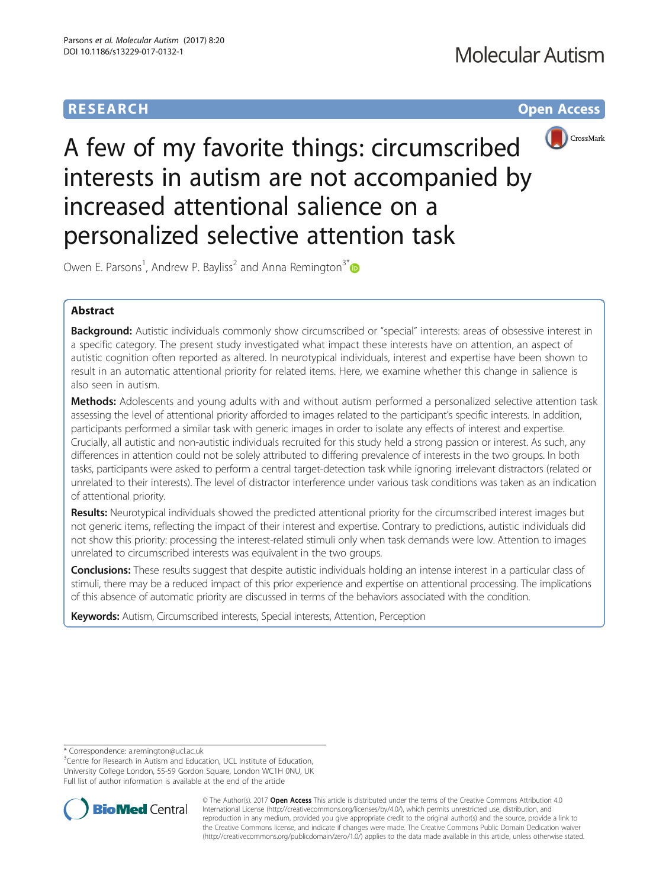RESEARCH Open Access

# A few of my favorite things: circumscribed interests in autism are not accompanied by increased attentional salience on a personalized selective attention task

Owen E. Parsons[1], Andrew P. Bayliss[2] and Anna Remington[3*]

## Abstract

**Background:** Autistic individuals commonly show circumscribed or "special" interests: areas of obsessive interest in a specific category. The present study investigated what impact these interests have on attention, an aspect of autistic cognition often reported as altered. In neurotypical individuals, interest and expertise have been shown to result in an automatic attentional priority for related items. Here, we examine whether this change in salience is also seen in autism.

**Methods:** Adolescents and young adults with and without autism performed a personalized selective attention task assessing the level of attentional priority afforded to images related to the participant's specific interests. In addition, participants performed a similar task with generic images in order to isolate any effects of interest and expertise. Crucially, all autistic and non-autistic individuals recruited for this study held a strong passion or interest. As such, any differences in attention could not be solely attributed to differing prevalence of interests in the two groups. In both tasks, participants were asked to perform a central target-detection task while ignoring irrelevant distractors (related or unrelated to their interests). The level of distractor interference under various task conditions was taken as an indication of attentional priority.

**Results:** Neurotypical individuals showed the predicted attentional priority for the circumscribed interest images but not generic items, reflecting the impact of their interest and expertise. Contrary to predictions, autistic individuals did not show this priority: processing the interest-related stimuli only when task demands were low. Attention to images unrelated to circumscribed interests was equivalent in the two groups.

**Conclusions:** These results suggest that despite autistic individuals holding an intense interest in a particular class of stimuli, there may be a reduced impact of this prior experience and expertise on attentional processing. The implications of this absence of automatic priority are discussed in terms of the behaviors associated with the condition.

**Keywords:** Autism, Circumscribed interests, Special interests, Attention, Perception

---

\* Correspondence: a.remington@ucl.ac.uk

[3]Centre for Research in Autism and Education, UCL Institute of Education, University College London, 55-59 Gordon Square, London WC1H 0NU, UK

Full list of author information is available at the end of the article

© The Author(s). 2017 **Open Access** This article is distributed under the terms of the Creative Commons Attribution 4.0 International License (http://creativecommons.org/licenses/by/4.0/), which permits unrestricted use, distribution, and reproduction in any medium, provided you give appropriate credit to the original author(s) and the source, provide a link to the Creative Commons license, and indicate if changes were made. The Creative Commons Public Domain Dedication waiver (http://creativecommons.org/publicdomain/zero/1.0/) applies to the data made available in this article, unless otherwise stated.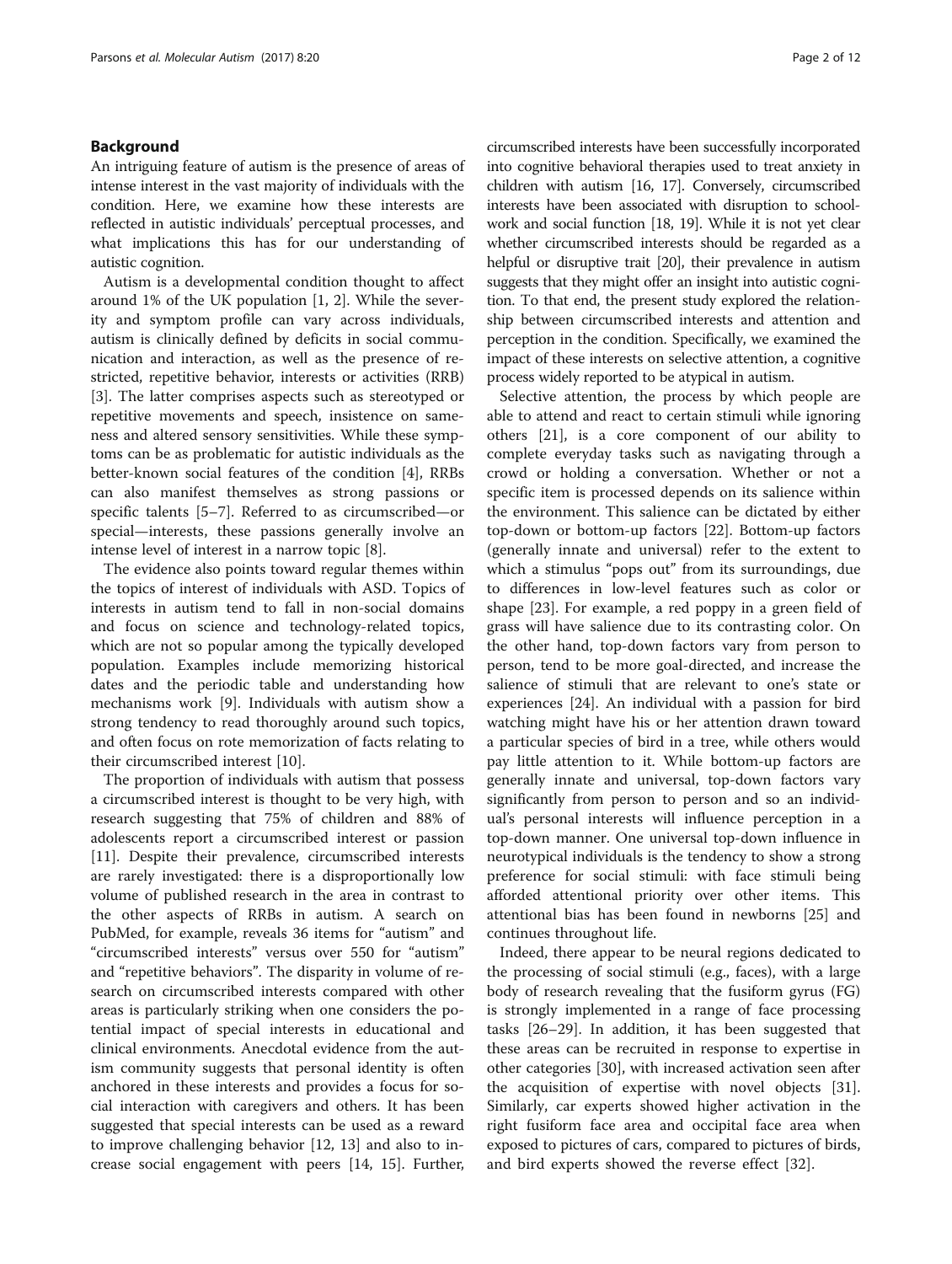## Background

An intriguing feature of autism is the presence of areas of intense interest in the vast majority of individuals with the condition. Here, we examine how these interests are reflected in autistic individuals' perceptual processes, and what implications this has for our understanding of autistic cognition.

Autism is a developmental condition thought to affect around 1% of the UK population [1, 2]. While the severity and symptom profile can vary across individuals, autism is clinically defined by deficits in social communication and interaction, as well as the presence of restricted, repetitive behavior, interests or activities (RRB) [3]. The latter comprises aspects such as stereotyped or repetitive movements and speech, insistence on sameness and altered sensory sensitivities. While these symptoms can be as problematic for autistic individuals as the better-known social features of the condition [4], RRBs can also manifest themselves as strong passions or specific talents [5–7]. Referred to as circumscribed—or special—interests, these passions generally involve an intense level of interest in a narrow topic [8].

The evidence also points toward regular themes within the topics of interest of individuals with ASD. Topics of interests in autism tend to fall in non-social domains and focus on science and technology-related topics, which are not so popular among the typically developed population. Examples include memorizing historical dates and the periodic table and understanding how mechanisms work [9]. Individuals with autism show a strong tendency to read thoroughly around such topics, and often focus on rote memorization of facts relating to their circumscribed interest [10].

The proportion of individuals with autism that possess a circumscribed interest is thought to be very high, with research suggesting that 75% of children and 88% of adolescents report a circumscribed interest or passion [11]. Despite their prevalence, circumscribed interests are rarely investigated: there is a disproportionally low volume of published research in the area in contrast to the other aspects of RRBs in autism. A search on PubMed, for example, reveals 36 items for "autism" and "circumscribed interests" versus over 550 for "autism" and "repetitive behaviors". The disparity in volume of research on circumscribed interests compared with other areas is particularly striking when one considers the potential impact of special interests in educational and clinical environments. Anecdotal evidence from the autism community suggests that personal identity is often anchored in these interests and provides a focus for social interaction with caregivers and others. It has been suggested that special interests can be used as a reward to improve challenging behavior [12, 13] and also to increase social engagement with peers [14, 15]. Further, circumscribed interests have been successfully incorporated into cognitive behavioral therapies used to treat anxiety in children with autism [16, 17]. Conversely, circumscribed interests have been associated with disruption to schoolwork and social function [18, 19]. While it is not yet clear whether circumscribed interests should be regarded as a helpful or disruptive trait [20], their prevalence in autism suggests that they might offer an insight into autistic cognition. To that end, the present study explored the relationship between circumscribed interests and attention and perception in the condition. Specifically, we examined the impact of these interests on selective attention, a cognitive process widely reported to be atypical in autism.

Selective attention, the process by which people are able to attend and react to certain stimuli while ignoring others [21], is a core component of our ability to complete everyday tasks such as navigating through a crowd or holding a conversation. Whether or not a specific item is processed depends on its salience within the environment. This salience can be dictated by either top-down or bottom-up factors [22]. Bottom-up factors (generally innate and universal) refer to the extent to which a stimulus "pops out" from its surroundings, due to differences in low-level features such as color or shape [23]. For example, a red poppy in a green field of grass will have salience due to its contrasting color. On the other hand, top-down factors vary from person to person, tend to be more goal-directed, and increase the salience of stimuli that are relevant to one's state or experiences [24]. An individual with a passion for bird watching might have his or her attention drawn toward a particular species of bird in a tree, while others would pay little attention to it. While bottom-up factors are generally innate and universal, top-down factors vary significantly from person to person and so an individual's personal interests will influence perception in a top-down manner. One universal top-down influence in neurotypical individuals is the tendency to show a strong preference for social stimuli: with face stimuli being afforded attentional priority over other items. This attentional bias has been found in newborns [25] and continues throughout life.

Indeed, there appear to be neural regions dedicated to the processing of social stimuli (e.g., faces), with a large body of research revealing that the fusiform gyrus (FG) is strongly implemented in a range of face processing tasks [26–29]. In addition, it has been suggested that these areas can be recruited in response to expertise in other categories [30], with increased activation seen after the acquisition of expertise with novel objects [31]. Similarly, car experts showed higher activation in the right fusiform face area and occipital face area when exposed to pictures of cars, compared to pictures of birds, and bird experts showed the reverse effect [32].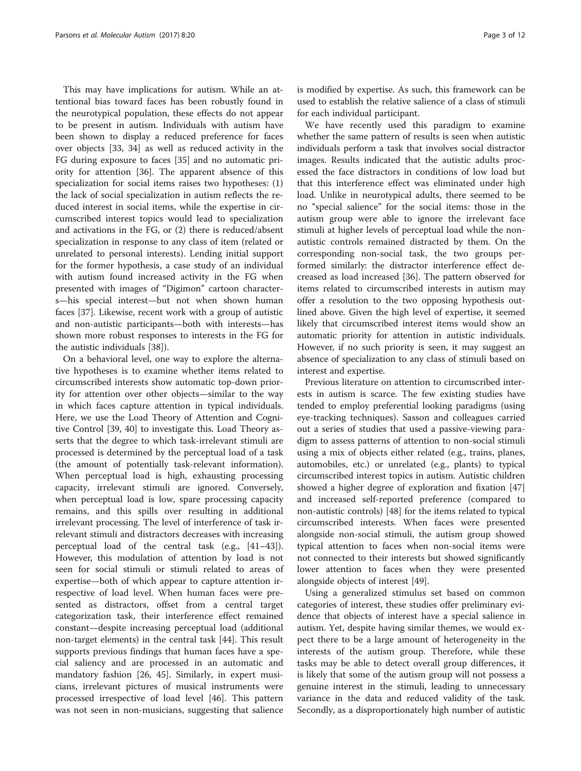This may have implications for autism. While an attentional bias toward faces has been robustly found in the neurotypical population, these effects do not appear to be present in autism. Individuals with autism have been shown to display a reduced preference for faces over objects [33, 34] as well as reduced activity in the FG during exposure to faces [35] and no automatic priority for attention [36]. The apparent absence of this specialization for social items raises two hypotheses: (1) the lack of social specialization in autism reflects the reduced interest in social items, while the expertise in circumscribed interest topics would lead to specialization and activations in the FG, or (2) there is reduced/absent specialization in response to any class of item (related or unrelated to personal interests). Lending initial support for the former hypothesis, a case study of an individual with autism found increased activity in the FG when presented with images of "Digimon" cartoon characters—his special interest—but not when shown human faces [37]. Likewise, recent work with a group of autistic and non-autistic participants—both with interests—has shown more robust responses to interests in the FG for the autistic individuals [38]).

On a behavioral level, one way to explore the alternative hypotheses is to examine whether items related to circumscribed interests show automatic top-down priority for attention over other objects—similar to the way in which faces capture attention in typical individuals. Here, we use the Load Theory of Attention and Cognitive Control [39, 40] to investigate this. Load Theory asserts that the degree to which task-irrelevant stimuli are processed is determined by the perceptual load of a task (the amount of potentially task-relevant information). When perceptual load is high, exhausting processing capacity, irrelevant stimuli are ignored. Conversely, when perceptual load is low, spare processing capacity remains, and this spills over resulting in additional irrelevant processing. The level of interference of task irrelevant stimuli and distractors decreases with increasing perceptual load of the central task (e.g., [41–43]). However, this modulation of attention by load is not seen for social stimuli or stimuli related to areas of expertise—both of which appear to capture attention irrespective of load level. When human faces were presented as distractors, offset from a central target categorization task, their interference effect remained constant—despite increasing perceptual load (additional non-target elements) in the central task [44]. This result supports previous findings that human faces have a special saliency and are processed in an automatic and mandatory fashion [26, 45]. Similarly, in expert musicians, irrelevant pictures of musical instruments were processed irrespective of load level [46]. This pattern was not seen in non-musicians, suggesting that salience is modified by expertise. As such, this framework can be used to establish the relative salience of a class of stimuli for each individual participant.

We have recently used this paradigm to examine whether the same pattern of results is seen when autistic individuals perform a task that involves social distractor images. Results indicated that the autistic adults processed the face distractors in conditions of low load but that this interference effect was eliminated under high load. Unlike in neurotypical adults, there seemed to be no "special salience" for the social items: those in the autism group were able to ignore the irrelevant face stimuli at higher levels of perceptual load while the non-autistic controls remained distracted by them. On the corresponding non-social task, the two groups performed similarly: the distractor interference effect decreased as load increased [36]. The pattern observed for items related to circumscribed interests in autism may offer a resolution to the two opposing hypothesis outlined above. Given the high level of expertise, it seemed likely that circumscribed interest items would show an automatic priority for attention in autistic individuals. However, if no such priority is seen, it may suggest an absence of specialization to any class of stimuli based on interest and expertise.

Previous literature on attention to circumscribed interests in autism is scarce. The few existing studies have tended to employ preferential looking paradigms (using eye-tracking techniques). Sasson and colleagues carried out a series of studies that used a passive-viewing paradigm to assess patterns of attention to non-social stimuli using a mix of objects either related (e.g., trains, planes, automobiles, etc.) or unrelated (e.g., plants) to typical circumscribed interest topics in autism. Autistic children showed a higher degree of exploration and fixation [47] and increased self-reported preference (compared to non-autistic controls) [48] for the items related to typical circumscribed interests. When faces were presented alongside non-social stimuli, the autism group showed typical attention to faces when non-social items were not connected to their interests but showed significantly lower attention to faces when they were presented alongside objects of interest [49].

Using a generalized stimulus set based on common categories of interest, these studies offer preliminary evidence that objects of interest have a special salience in autism. Yet, despite having similar themes, we would expect there to be a large amount of heterogeneity in the interests of the autism group. Therefore, while these tasks may be able to detect overall group differences, it is likely that some of the autism group will not possess a genuine interest in the stimuli, leading to unnecessary variance in the data and reduced validity of the task. Secondly, as a disproportionately high number of autistic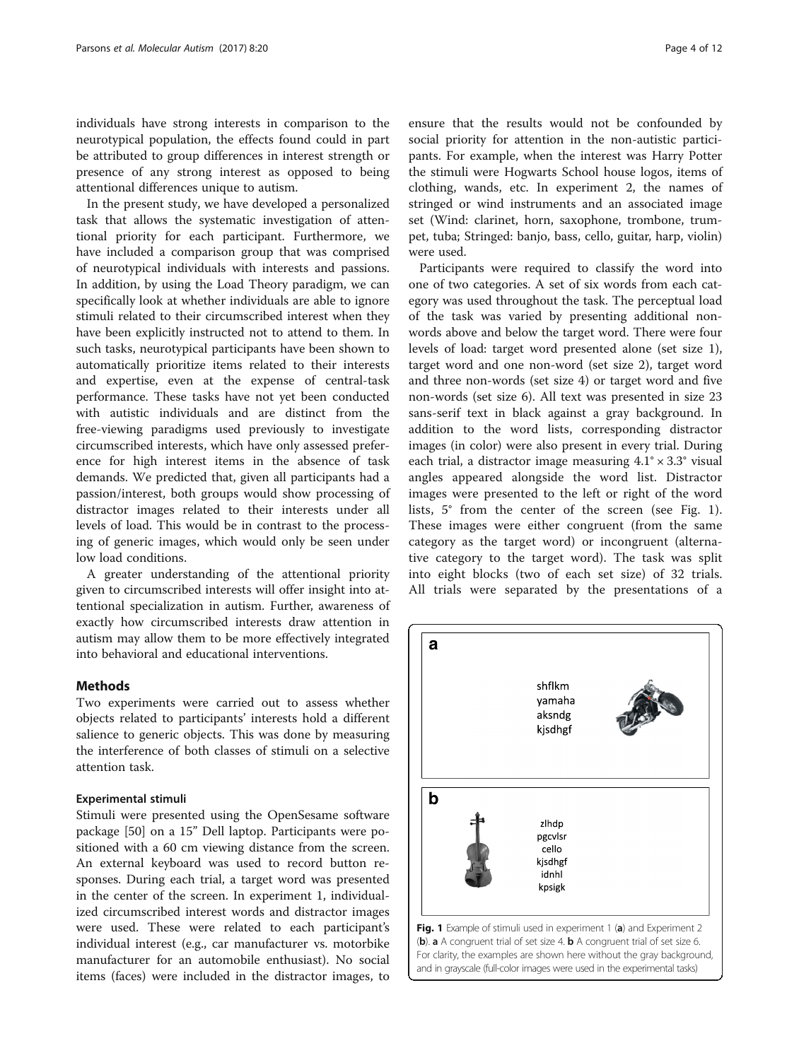individuals have strong interests in comparison to the neurotypical population, the effects found could in part be attributed to group differences in interest strength or presence of any strong interest as opposed to being attentional differences unique to autism.

In the present study, we have developed a personalized task that allows the systematic investigation of attentional priority for each participant. Furthermore, we have included a comparison group that was comprised of neurotypical individuals with interests and passions. In addition, by using the Load Theory paradigm, we can specifically look at whether individuals are able to ignore stimuli related to their circumscribed interest when they have been explicitly instructed not to attend to them. In such tasks, neurotypical participants have been shown to automatically prioritize items related to their interests and expertise, even at the expense of central-task performance. These tasks have not yet been conducted with autistic individuals and are distinct from the free-viewing paradigms used previously to investigate circumscribed interests, which have only assessed preference for high interest items in the absence of task demands. We predicted that, given all participants had a passion/interest, both groups would show processing of distractor images related to their interests under all levels of load. This would be in contrast to the processing of generic images, which would only be seen under low load conditions.

A greater understanding of the attentional priority given to circumscribed interests will offer insight into attentional specialization in autism. Further, awareness of exactly how circumscribed interests draw attention in autism may allow them to be more effectively integrated into behavioral and educational interventions.

## Methods

Two experiments were carried out to assess whether objects related to participants' interests hold a different salience to generic objects. This was done by measuring the interference of both classes of stimuli on a selective attention task.

### Experimental stimuli

Stimuli were presented using the OpenSesame software package [50] on a 15" Dell laptop. Participants were positioned with a 60 cm viewing distance from the screen. An external keyboard was used to record button responses. During each trial, a target word was presented in the center of the screen. In experiment 1, individualized circumscribed interest words and distractor images were used. These were related to each participant's individual interest (e.g., car manufacturer vs. motorbike manufacturer for an automobile enthusiast). No social items (faces) were included in the distractor images, to ensure that the results would not be confounded by social priority for attention in the non-autistic participants. For example, when the interest was Harry Potter the stimuli were Hogwarts School house logos, items of clothing, wands, etc. In experiment 2, the names of stringed or wind instruments and an associated image set (Wind: clarinet, horn, saxophone, trombone, trumpet, tuba; Stringed: banjo, bass, cello, guitar, harp, violin) were used.

Participants were required to classify the word into one of two categories. A set of six words from each category was used throughout the task. The perceptual load of the task was varied by presenting additional non-words above and below the target word. There were four levels of load: target word presented alone (set size 1), target word and one non-word (set size 2), target word and three non-words (set size 4) or target word and five non-words (set size 6). All text was presented in size 23 sans-serif text in black against a gray background. In addition to the word lists, corresponding distractor images (in color) were also present in every trial. During each trial, a distractor image measuring $4.1° \times 3.3°$ visual angles appeared alongside the word list. Distractor images were presented to the left or right of the word lists, 5° from the center of the screen (see Fig. 1). These images were either congruent (from the same category as the target word) or incongruent (alternative category to the target word). The task was split into eight blocks (two of each set size) of 32 trials. All trials were separated by the presentations of a

a

shflkm
yamaha
aksndg
kjsdhgf

b

zlhdp
pgcvlsr
cello
kjsdhgf
idnhl
kpsigk

**Fig. 1** Example of stimuli used in experiment 1 (**a**) and Experiment 2 (**b**). **a** A congruent trial of set size 4. **b** A congruent trial of set size 6. For clarity, the examples are shown here without the gray background, and in grayscale (full-color images were used in the experimental tasks)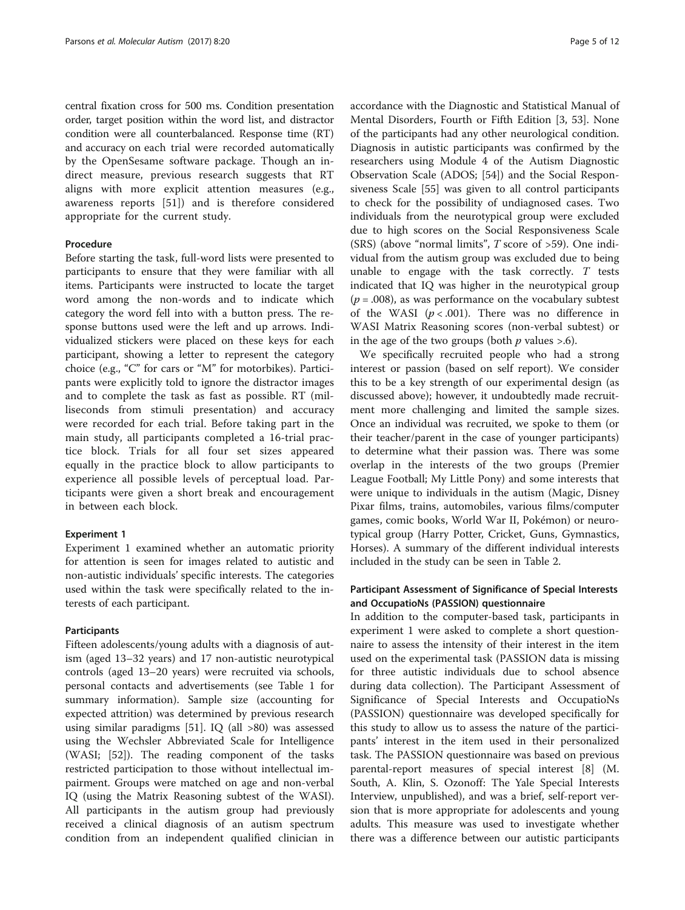central fixation cross for 500 ms. Condition presentation order, target position within the word list, and distractor condition were all counterbalanced. Response time (RT) and accuracy on each trial were recorded automatically by the OpenSesame software package. Though an indirect measure, previous research suggests that RT aligns with more explicit attention measures (e.g., awareness reports [51]) and is therefore considered appropriate for the current study.

### Procedure

Before starting the task, full-word lists were presented to participants to ensure that they were familiar with all items. Participants were instructed to locate the target word among the non-words and to indicate which category the word fell into with a button press. The response buttons used were the left and up arrows. Individualized stickers were placed on these keys for each participant, showing a letter to represent the category choice (e.g., "C" for cars or "M" for motorbikes). Participants were explicitly told to ignore the distractor images and to complete the task as fast as possible. RT (milliseconds from stimuli presentation) and accuracy were recorded for each trial. Before taking part in the main study, all participants completed a 16-trial practice block. Trials for all four set sizes appeared equally in the practice block to allow participants to experience all possible levels of perceptual load. Participants were given a short break and encouragement in between each block.

### Experiment 1

Experiment 1 examined whether an automatic priority for attention is seen for images related to autistic and non-autistic individuals' specific interests. The categories used within the task were specifically related to the interests of each participant.

### Participants

Fifteen adolescents/young adults with a diagnosis of autism (aged 13–32 years) and 17 non-autistic neurotypical controls (aged 13–20 years) were recruited via schools, personal contacts and advertisements (see Table 1 for summary information). Sample size (accounting for expected attrition) was determined by previous research using similar paradigms [51]. IQ (all >80) was assessed using the Wechsler Abbreviated Scale for Intelligence (WASI; [52]). The reading component of the tasks restricted participation to those without intellectual impairment. Groups were matched on age and non-verbal IQ (using the Matrix Reasoning subtest of the WASI). All participants in the autism group had previously received a clinical diagnosis of an autism spectrum condition from an independent qualified clinician in accordance with the Diagnostic and Statistical Manual of Mental Disorders, Fourth or Fifth Edition [3, 53]. None of the participants had any other neurological condition. Diagnosis in autistic participants was confirmed by the researchers using Module 4 of the Autism Diagnostic Observation Scale (ADOS; [54]) and the Social Responsiveness Scale [55] was given to all control participants to check for the possibility of undiagnosed cases. Two individuals from the neurotypical group were excluded due to high scores on the Social Responsiveness Scale (SRS) (above "normal limits", $T$ score of >59). One individual from the autism group was excluded due to being unable to engage with the task correctly. $T$ tests indicated that IQ was higher in the neurotypical group ($p = .008$), as was performance on the vocabulary subtest of the WASI ($p < .001$). There was no difference in WASI Matrix Reasoning scores (non-verbal subtest) or in the age of the two groups (both $p$ values >.6).

We specifically recruited people who had a strong interest or passion (based on self report). We consider this to be a key strength of our experimental design (as discussed above); however, it undoubtedly made recruitment more challenging and limited the sample sizes. Once an individual was recruited, we spoke to them (or their teacher/parent in the case of younger participants) to determine what their passion was. There was some overlap in the interests of the two groups (Premier League Football; My Little Pony) and some interests that were unique to individuals in the autism (Magic, Disney Pixar films, trains, automobiles, various films/computer games, comic books, World War II, Pokémon) or neurotypical group (Harry Potter, Cricket, Guns, Gymnastics, Horses). A summary of the different individual interests included in the study can be seen in Table 2.

### Participant Assessment of Significance of Special Interests and OccupatioNs (PASSION) questionnaire

In addition to the computer-based task, participants in experiment 1 were asked to complete a short questionnaire to assess the intensity of their interest in the item used on the experimental task (PASSION data is missing for three autistic individuals due to school absence during data collection). The Participant Assessment of Significance of Special Interests and OccupatioNs (PASSION) questionnaire was developed specifically for this study to allow us to assess the nature of the participants' interest in the item used in their personalized task. The PASSION questionnaire was based on previous parental-report measures of special interest [8] (M. South, A. Klin, S. Ozonoff: The Yale Special Interests Interview, unpublished), and was a brief, self-report version that is more appropriate for adolescents and young adults. This measure was used to investigate whether there was a difference between our autistic participants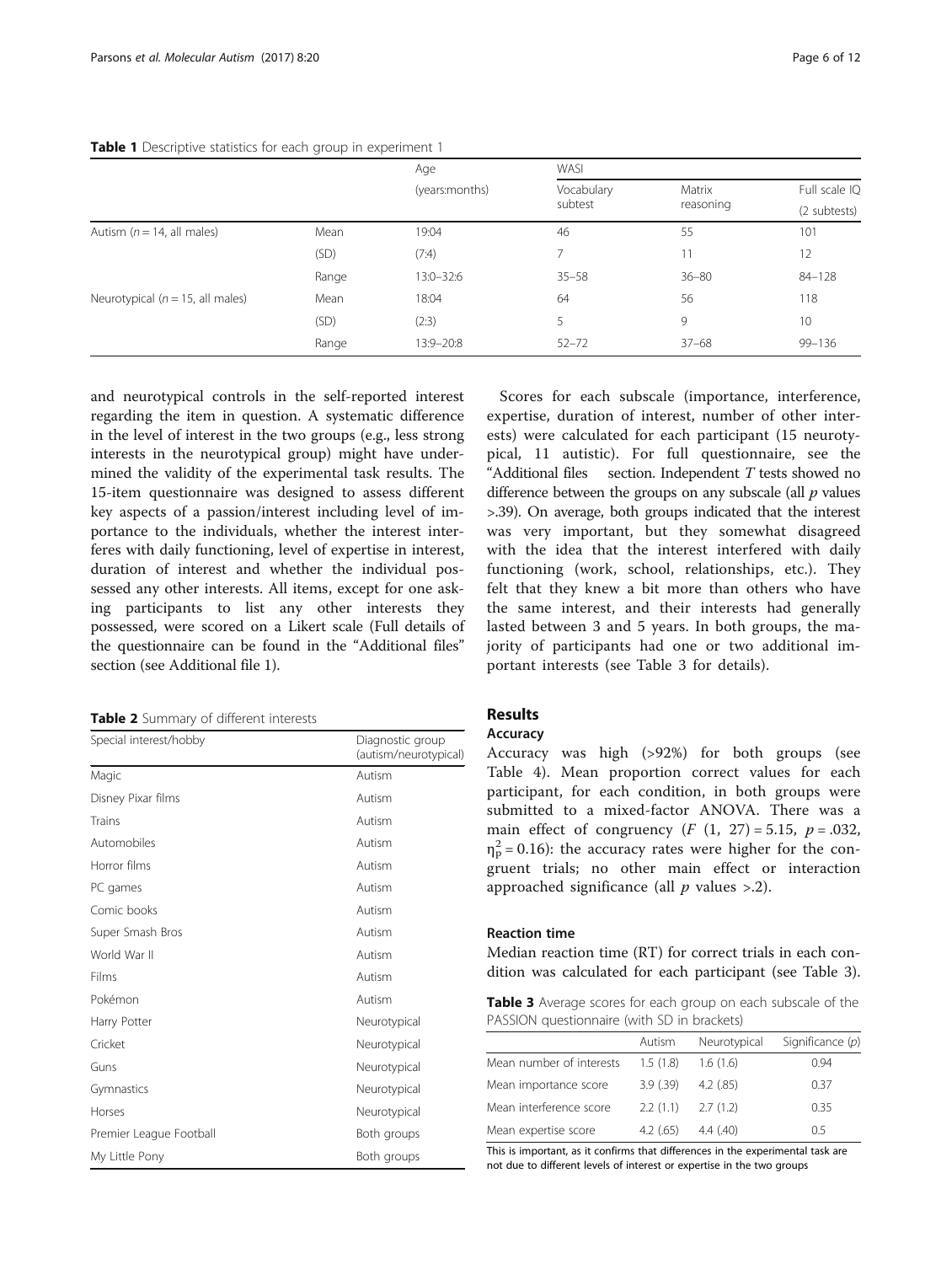**Table 1** Descriptive statistics for each group in experiment 1

| | | Age | WASI | | |
|---|---|---|---|---|---|
| | | (years:months) | Vocabulary subtest | Matrix reasoning | Full scale IQ (2 subtests) |
| Autism ($n = 14$, all males) | Mean | 19:04 | 46 | 55 | 101 |
| | (SD) | (7:4) | 7 | 11 | 12 |
| | Range | 13:0–32:6 | 35–58 | 36–80 | 84–128 |
| Neurotypical ($n = 15$, all males) | Mean | 18:04 | 64 | 56 | 118 |
| | (SD) | (2:3) | 5 | 9 | 10 |
| | Range | 13:9–20:8 | 52–72 | 37–68 | 99–136 |

and neurotypical controls in the self-reported interest regarding the item in question. A systematic difference in the level of interest in the two groups (e.g., less strong interests in the neurotypical group) might have undermined the validity of the experimental task results. The 15-item questionnaire was designed to assess different key aspects of a passion/interest including level of importance to the individuals, whether the interest interferes with daily functioning, level of expertise in interest, duration of interest and whether the individual possessed any other interests. All items, except for one asking participants to list any other interests they possessed, were scored on a Likert scale (Full details of the questionnaire can be found in the "Additional files" section (see Additional file 1).

**Table 2** Summary of different interests

| Special interest/hobby | Diagnostic group (autism/neurotypical) |
|---|---|
| Magic | Autism |
| Disney Pixar films | Autism |
| Trains | Autism |
| Automobiles | Autism |
| Horror films | Autism |
| PC games | Autism |
| Comic books | Autism |
| Super Smash Bros | Autism |
| World War II | Autism |
| Films | Autism |
| Pokémon | Autism |
| Harry Potter | Neurotypical |
| Cricket | Neurotypical |
| Guns | Neurotypical |
| Gymnastics | Neurotypical |
| Horses | Neurotypical |
| Premier League Football | Both groups |
| My Little Pony | Both groups |

Scores for each subscale (importance, interference, expertise, duration of interest, number of other interests) were calculated for each participant (15 neurotypical, 11 autistic). For full questionnaire, see the "Additional files section. Independent *T* tests showed no difference between the groups on any subscale (all *p* values >.39). On average, both groups indicated that the interest was very important, but they somewhat disagreed with the idea that the interest interfered with daily functioning (work, school, relationships, etc.). They felt that they knew a bit more than others who have the same interest, and their interests had generally lasted between 3 and 5 years. In both groups, the majority of participants had one or two additional important interests (see Table 3 for details).

## Results

### Accuracy

Accuracy was high (>92%) for both groups (see Table 4). Mean proportion correct values for each participant, for each condition, in both groups were submitted to a mixed-factor ANOVA. There was a main effect of congruency ($F$ (1, 27) = 5.15, $p = .032$, $\eta^2_p = 0.16$): the accuracy rates were higher for the congruent trials; no other main effect or interaction approached significance (all $p$ values >.2).

### Reaction time

Median reaction time (RT) for correct trials in each condition was calculated for each participant (see Table 3).

**Table 3** Average scores for each group on each subscale of the PASSION questionnaire (with SD in brackets)

| | Autism | Neurotypical | Significance ($p$) |
|---|---|---|---|
| Mean number of interests | 1.5 (1.8) | 1.6 (1.6) | 0.94 |
| Mean importance score | 3.9 (.39) | 4.2 (.85) | 0.37 |
| Mean interference score | 2.2 (1.1) | 2.7 (1.2) | 0.35 |
| Mean expertise score | 4.2 (.65) | 4.4 (.40) | 0.5 |

This is important, as it confirms that differences in the experimental task are not due to different levels of interest or expertise in the two groups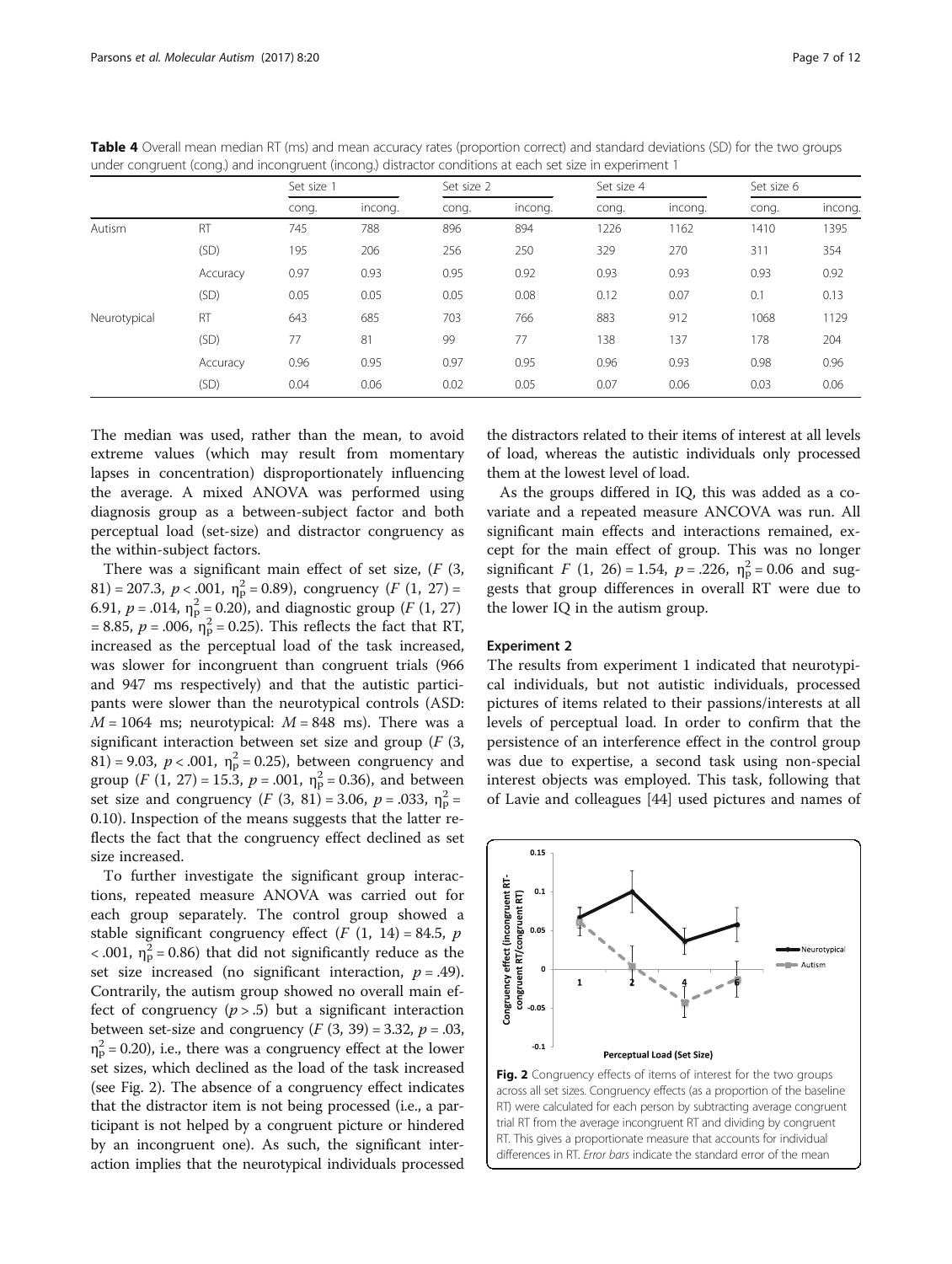**Table 4** Overall mean median RT (ms) and mean accuracy rates (proportion correct) and standard deviations (SD) for the two groups under congruent (cong.) and incongruent (incong.) distractor conditions at each set size in experiment 1

| | | Set size 1 | | Set size 2 | | Set size 4 | | Set size 6 | |
|---|---|---|---|---|---|---|---|---|---|
| | | cong. | incong. | cong. | incong. | cong. | incong. | cong. | incong. |
| Autism | RT | 745 | 788 | 896 | 894 | 1226 | 1162 | 1410 | 1395 |
| | (SD) | 195 | 206 | 256 | 250 | 329 | 270 | 311 | 354 |
| | Accuracy | 0.97 | 0.93 | 0.95 | 0.92 | 0.93 | 0.93 | 0.93 | 0.92 |
| | (SD) | 0.05 | 0.05 | 0.05 | 0.08 | 0.12 | 0.07 | 0.1 | 0.13 |
| Neurotypical | RT | 643 | 685 | 703 | 766 | 883 | 912 | 1068 | 1129 |
| | (SD) | 77 | 81 | 99 | 77 | 138 | 137 | 178 | 204 |
| | Accuracy | 0.96 | 0.95 | 0.97 | 0.95 | 0.96 | 0.93 | 0.98 | 0.96 |
| | (SD) | 0.04 | 0.06 | 0.02 | 0.05 | 0.07 | 0.06 | 0.03 | 0.06 |

The median was used, rather than the mean, to avoid extreme values (which may result from momentary lapses in concentration) disproportionately influencing the average. A mixed ANOVA was performed using diagnosis group as a between-subject factor and both perceptual load (set-size) and distractor congruency as the within-subject factors.

There was a significant main effect of set size, ($F$ (3, 81) = 207.3, $p < .001$, $\eta_p^2 = 0.89$), congruency ($F$ (1, 27) = 6.91, $p = .014$, $\eta_p^2 = 0.20$), and diagnostic group ($F$ (1, 27) = 8.85, $p = .006$, $\eta_p^2 = 0.25$). This reflects the fact that RT, increased as the perceptual load of the task increased, was slower for incongruent than congruent trials (966 and 947 ms respectively) and that the autistic participants were slower than the neurotypical controls (ASD: $M = 1064$ ms; neurotypical: $M = 848$ ms). There was a significant interaction between set size and group ($F$ (3, 81) = 9.03, $p < .001$, $\eta_p^2 = 0.25$), between congruency and group ($F$ (1, 27) = 15.3, $p = .001$, $\eta_p^2 = 0.36$), and between set size and congruency ($F$ (3, 81) = 3.06, $p = .033$, $\eta_p^2 = 0.10$). Inspection of the means suggests that the latter reflects the fact that the congruency effect declined as set size increased.

To further investigate the significant group interactions, repeated measure ANOVA was carried out for each group separately. The control group showed a stable significant congruency effect ($F$ (1, 14) = 84.5, $p < .001$, $\eta_p^2 = 0.86$) that did not significantly reduce as the set size increased (no significant interaction, $p = .49$). Contrarily, the autism group showed no overall main effect of congruency ($p > .5$) but a significant interaction between set-size and congruency ($F$ (3, 39) = 3.32, $p = .03$, $\eta_p^2 = 0.20$), i.e., there was a congruency effect at the lower set sizes, which declined as the load of the task increased (see Fig. 2). The absence of a congruency effect indicates that the distractor item is not being processed (i.e., a participant is not helped by a congruent picture or hindered by an incongruent one). As such, the significant interaction implies that the neurotypical individuals processed the distractors related to their items of interest at all levels of load, whereas the autistic individuals only processed them at the lowest level of load.

As the groups differed in IQ, this was added as a covariate and a repeated measure ANCOVA was run. All significant main effects and interactions remained, except for the main effect of group. This was no longer significant $F$ (1, 26) = 1.54, $p = .226$, $\eta_p^2 = 0.06$ and suggests that group differences in overall RT were due to the lower IQ in the autism group.

### Experiment 2

The results from experiment 1 indicated that neurotypical individuals, but not autistic individuals, processed pictures of items related to their passions/interests at all levels of perceptual load. In order to confirm that the persistence of an interference effect in the control group was due to expertise, a second task using non-special interest objects was employed. This task, following that of Lavie and colleagues [44] used pictures and names of

**Fig. 2** Congruency effects of items of interest for the two groups across all set sizes. Congruency effects (as a proportion of the baseline RT) were calculated for each person by subtracting average congruent trial RT from the average incongruent RT and dividing by congruent RT. This gives a proportionate measure that accounts for individual differences in RT. *Error bars* indicate the standard error of the mean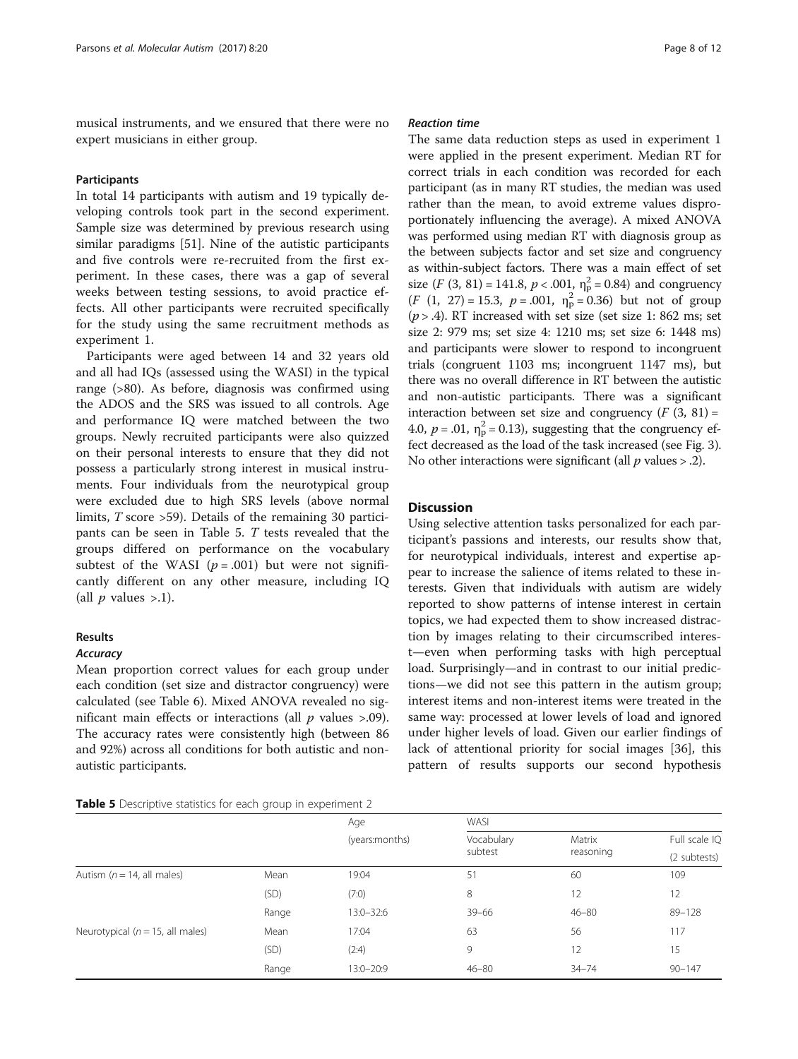musical instruments, and we ensured that there were no expert musicians in either group.

### Participants

In total 14 participants with autism and 19 typically developing controls took part in the second experiment. Sample size was determined by previous research using similar paradigms [51]. Nine of the autistic participants and five controls were re-recruited from the first experiment. In these cases, there was a gap of several weeks between testing sessions, to avoid practice effects. All other participants were recruited specifically for the study using the same recruitment methods as experiment 1.

Participants were aged between 14 and 32 years old and all had IQs (assessed using the WASI) in the typical range (>80). As before, diagnosis was confirmed using the ADOS and the SRS was issued to all controls. Age and performance IQ were matched between the two groups. Newly recruited participants were also quizzed on their personal interests to ensure that they did not possess a particularly strong interest in musical instruments. Four individuals from the neurotypical group were excluded due to high SRS levels (above normal limits, *T* score >59). Details of the remaining 30 participants can be seen in Table 5. *T* tests revealed that the groups differed on performance on the vocabulary subtest of the WASI ($p = .001$) but were not significantly different on any other measure, including IQ (all $p$ values >.1).

### Results

#### *Accuracy*

Mean proportion correct values for each group under each condition (set size and distractor congruency) were calculated (see Table 6). Mixed ANOVA revealed no significant main effects or interactions (all $p$ values >.09). The accuracy rates were consistently high (between 86 and 92%) across all conditions for both autistic and non-autistic participants.

#### *Reaction time*

The same data reduction steps as used in experiment 1 were applied in the present experiment. Median RT for correct trials in each condition was recorded for each participant (as in many RT studies, the median was used rather than the mean, to avoid extreme values disproportionately influencing the average). A mixed ANOVA was performed using median RT with diagnosis group as the between subjects factor and set size and congruency as within-subject factors. There was a main effect of set size ($F$ (3, 81) = 141.8, $p < .001$, $\eta_p^2 = 0.84$) and congruency ($F$ (1, 27) = 15.3, $p = .001$, $\eta_p^2 = 0.36$) but not of group ($p > .4$). RT increased with set size (set size 1: 862 ms; set size 2: 979 ms; set size 4: 1210 ms; set size 6: 1448 ms) and participants were slower to respond to incongruent trials (congruent 1103 ms; incongruent 1147 ms), but there was no overall difference in RT between the autistic and non-autistic participants. There was a significant interaction between set size and congruency ($F$ (3, 81) = 4.0, $p = .01$, $\eta_p^2 = 0.13$), suggesting that the congruency effect decreased as the load of the task increased (see Fig. 3). No other interactions were significant (all $p$ values > .2).

## Discussion

Using selective attention tasks personalized for each participant's passions and interests, our results show that, for neurotypical individuals, interest and expertise appear to increase the salience of items related to these interests. Given that individuals with autism are widely reported to show patterns of intense interest in certain topics, we had expected them to show increased distraction by images relating to their circumscribed interest—even when performing tasks with high perceptual load. Surprisingly—and in contrast to our initial predictions—we did not see this pattern in the autism group; interest items and non-interest items were treated in the same way: processed at lower levels of load and ignored under higher levels of load. Given our earlier findings of lack of attentional priority for social images [36], this pattern of results supports our second hypothesis

**Table 5** Descriptive statistics for each group in experiment 2

| | | Age | WASI | | |
|---|---|---|---|---|---|
| | | (years:months) | Vocabulary subtest | Matrix reasoning | Full scale IQ (2 subtests) |
| Autism (*n* = 14, all males) | Mean | 19:04 | 51 | 60 | 109 |
| | (SD) | (7:0) | 8 | 12 | 12 |
| | Range | 13:0–32:6 | 39–66 | 46–80 | 89–128 |
| Neurotypical (*n* = 15, all males) | Mean | 17:04 | 63 | 56 | 117 |
| | (SD) | (2:4) | 9 | 12 | 15 |
| | Range | 13:0–20:9 | 46–80 | 34–74 | 90–147 |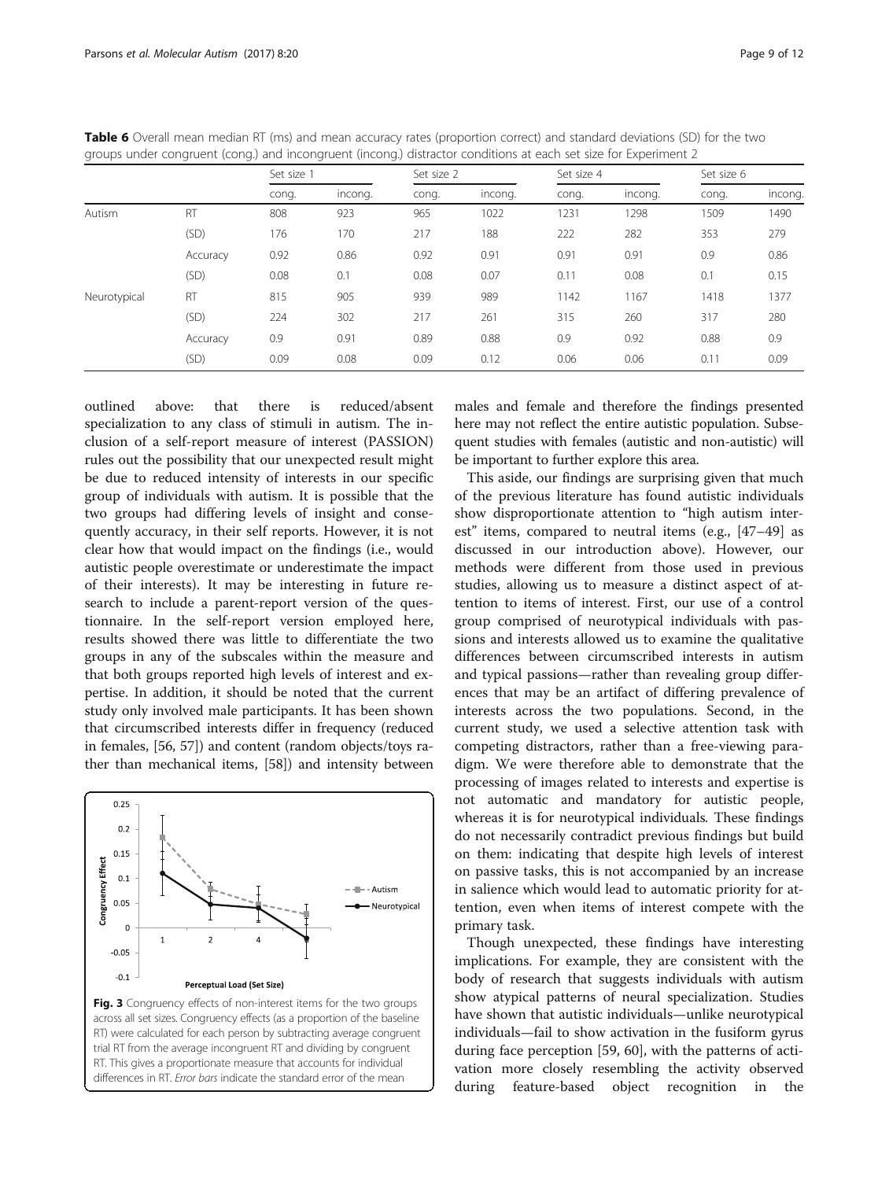**Table 6** Overall mean median RT (ms) and mean accuracy rates (proportion correct) and standard deviations (SD) for the two groups under congruent (cong.) and incongruent (incong.) distractor conditions at each set size for Experiment 2

| | | Set size 1 | | Set size 2 | | Set size 4 | | Set size 6 | |
|---|---|---|---|---|---|---|---|---|---|
| | | cong. | incong. | cong. | incong. | cong. | incong. | cong. | incong. |
| Autism | RT | 808 | 923 | 965 | 1022 | 1231 | 1298 | 1509 | 1490 |
| | (SD) | 176 | 170 | 217 | 188 | 222 | 282 | 353 | 279 |
| | Accuracy | 0.92 | 0.86 | 0.92 | 0.91 | 0.91 | 0.91 | 0.9 | 0.86 |
| | (SD) | 0.08 | 0.1 | 0.08 | 0.07 | 0.11 | 0.08 | 0.1 | 0.15 |
| Neurotypical | RT | 815 | 905 | 939 | 989 | 1142 | 1167 | 1418 | 1377 |
| | (SD) | 224 | 302 | 217 | 261 | 315 | 260 | 317 | 280 |
| | Accuracy | 0.9 | 0.91 | 0.89 | 0.88 | 0.9 | 0.92 | 0.88 | 0.9 |
| | (SD) | 0.09 | 0.08 | 0.09 | 0.12 | 0.06 | 0.06 | 0.11 | 0.09 |

outlined above: that there is reduced/absent specialization to any class of stimuli in autism. The inclusion of a self-report measure of interest (PASSION) rules out the possibility that our unexpected result might be due to reduced intensity of interests in our specific group of individuals with autism. It is possible that the two groups had differing levels of insight and consequently accuracy, in their self reports. However, it is not clear how that would impact on the findings (i.e., would autistic people overestimate or underestimate the impact of their interests). It may be interesting in future research to include a parent-report version of the questionnaire. In the self-report version employed here, results showed there was little to differentiate the two groups in any of the subscales within the measure and that both groups reported high levels of interest and expertise. In addition, it should be noted that the current study only involved male participants. It has been shown that circumscribed interests differ in frequency (reduced in females, [56, 57]) and content (random objects/toys rather than mechanical items, [58]) and intensity between males and female and therefore the findings presented here may not reflect the entire autistic population. Subsequent studies with females (autistic and non-autistic) will be important to further explore this area.

0.25
0.2
0.15
0.1
0.05
0
-0.05
-0.1
Congruency Effect
1
2
4
6
Autism
Neurotypical
Perceptual Load (Set Size)

**Fig. 3** Congruency effects of non-interest items for the two groups across all set sizes. Congruency effects (as a proportion of the baseline RT) were calculated for each person by subtracting average congruent trial RT from the average incongruent RT and dividing by congruent RT. This gives a proportionate measure that accounts for individual differences in RT. *Error bars* indicate the standard error of the mean

This aside, our findings are surprising given that much of the previous literature has found autistic individuals show disproportionate attention to "high autism interest" items, compared to neutral items (e.g., [47–49] as discussed in our introduction above). However, our methods were different from those used in previous studies, allowing us to measure a distinct aspect of attention to items of interest. First, our use of a control group comprised of neurotypical individuals with passions and interests allowed us to examine the qualitative differences between circumscribed interests in autism and typical passions—rather than revealing group differences that may be an artifact of differing prevalence of interests across the two populations. Second, in the current study, we used a selective attention task with competing distractors, rather than a free-viewing paradigm. We were therefore able to demonstrate that the processing of images related to interests and expertise is not automatic and mandatory for autistic people, whereas it is for neurotypical individuals. These findings do not necessarily contradict previous findings but build on them: indicating that despite high levels of interest on passive tasks, this is not accompanied by an increase in salience which would lead to automatic priority for attention, even when items of interest compete with the primary task.

Though unexpected, these findings have interesting implications. For example, they are consistent with the body of research that suggests individuals with autism show atypical patterns of neural specialization. Studies have shown that autistic individuals—unlike neurotypical individuals—fail to show activation in the fusiform gyrus during face perception [59, 60], with the patterns of activation more closely resembling the activity observed during feature-based object recognition in the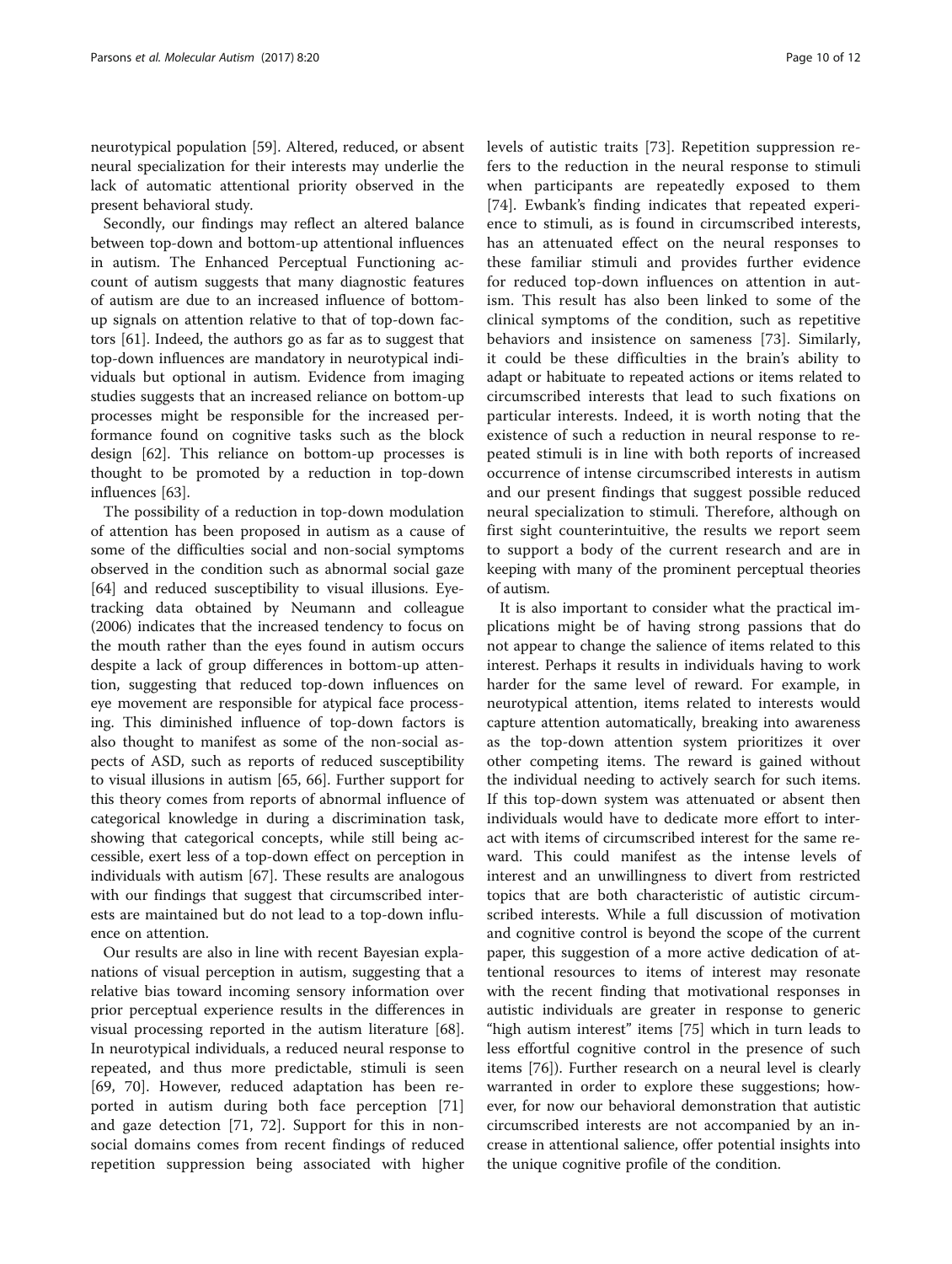neurotypical population [59]. Altered, reduced, or absent neural specialization for their interests may underlie the lack of automatic attentional priority observed in the present behavioral study.

Secondly, our findings may reflect an altered balance between top-down and bottom-up attentional influences in autism. The Enhanced Perceptual Functioning account of autism suggests that many diagnostic features of autism are due to an increased influence of bottom-up signals on attention relative to that of top-down factors [61]. Indeed, the authors go as far as to suggest that top-down influences are mandatory in neurotypical individuals but optional in autism. Evidence from imaging studies suggests that an increased reliance on bottom-up processes might be responsible for the increased performance found on cognitive tasks such as the block design [62]. This reliance on bottom-up processes is thought to be promoted by a reduction in top-down influences [63].

The possibility of a reduction in top-down modulation of attention has been proposed in autism as a cause of some of the difficulties social and non-social symptoms observed in the condition such as abnormal social gaze [64] and reduced susceptibility to visual illusions. Eye-tracking data obtained by Neumann and colleague (2006) indicates that the increased tendency to focus on the mouth rather than the eyes found in autism occurs despite a lack of group differences in bottom-up attention, suggesting that reduced top-down influences on eye movement are responsible for atypical face processing. This diminished influence of top-down factors is also thought to manifest as some of the non-social aspects of ASD, such as reports of reduced susceptibility to visual illusions in autism [65, 66]. Further support for this theory comes from reports of abnormal influence of categorical knowledge in during a discrimination task, showing that categorical concepts, while still being accessible, exert less of a top-down effect on perception in individuals with autism [67]. These results are analogous with our findings that suggest that circumscribed interests are maintained but do not lead to a top-down influence on attention.

Our results are also in line with recent Bayesian explanations of visual perception in autism, suggesting that a relative bias toward incoming sensory information over prior perceptual experience results in the differences in visual processing reported in the autism literature [68]. In neurotypical individuals, a reduced neural response to repeated, and thus more predictable, stimuli is seen [69, 70]. However, reduced adaptation has been reported in autism during both face perception [71] and gaze detection [71, 72]. Support for this in non-social domains comes from recent findings of reduced repetition suppression being associated with higher levels of autistic traits [73]. Repetition suppression refers to the reduction in the neural response to stimuli when participants are repeatedly exposed to them [74]. Ewbank's finding indicates that repeated experience to stimuli, as is found in circumscribed interests, has an attenuated effect on the neural responses to these familiar stimuli and provides further evidence for reduced top-down influences on attention in autism. This result has also been linked to some of the clinical symptoms of the condition, such as repetitive behaviors and insistence on sameness [73]. Similarly, it could be these difficulties in the brain's ability to adapt or habituate to repeated actions or items related to circumscribed interests that lead to such fixations on particular interests. Indeed, it is worth noting that the existence of such a reduction in neural response to repeated stimuli is in line with both reports of increased occurrence of intense circumscribed interests in autism and our present findings that suggest possible reduced neural specialization to stimuli. Therefore, although on first sight counterintuitive, the results we report seem to support a body of the current research and are in keeping with many of the prominent perceptual theories of autism.

It is also important to consider what the practical implications might be of having strong passions that do not appear to change the salience of items related to this interest. Perhaps it results in individuals having to work harder for the same level of reward. For example, in neurotypical attention, items related to interests would capture attention automatically, breaking into awareness as the top-down attention system prioritizes it over other competing items. The reward is gained without the individual needing to actively search for such items. If this top-down system was attenuated or absent then individuals would have to dedicate more effort to interact with items of circumscribed interest for the same reward. This could manifest as the intense levels of interest and an unwillingness to divert from restricted topics that are both characteristic of autistic circumscribed interests. While a full discussion of motivation and cognitive control is beyond the scope of the current paper, this suggestion of a more active dedication of attentional resources to items of interest may resonate with the recent finding that motivational responses in autistic individuals are greater in response to generic "high autism interest" items [75] which in turn leads to less effortful cognitive control in the presence of such items [76]). Further research on a neural level is clearly warranted in order to explore these suggestions; however, for now our behavioral demonstration that autistic circumscribed interests are not accompanied by an increase in attentional salience, offer potential insights into the unique cognitive profile of the condition.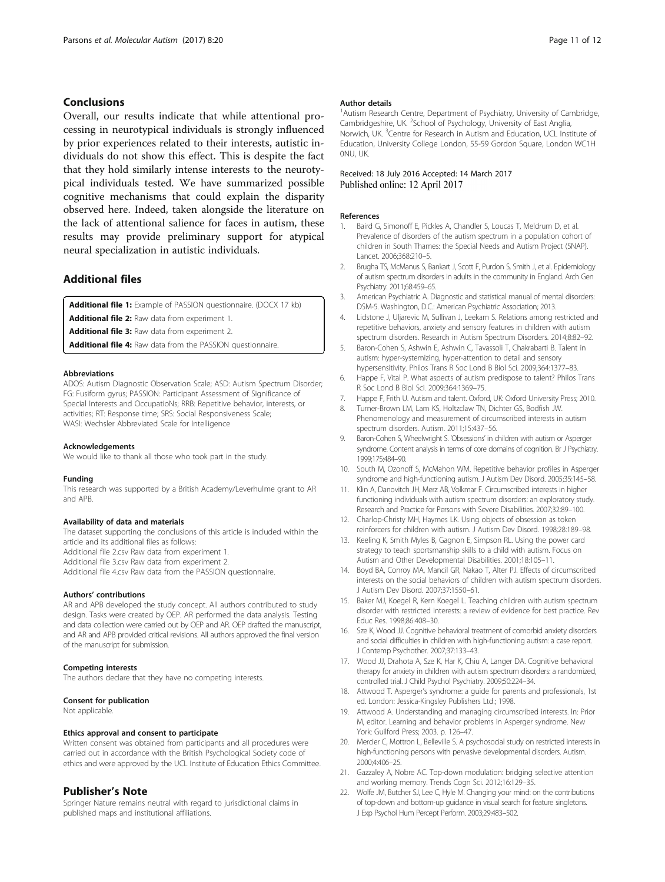## Conclusions

Overall, our results indicate that while attentional processing in neurotypical individuals is strongly influenced by prior experiences related to their interests, autistic individuals do not show this effect. This is despite the fact that they hold similarly intense interests to the neurotypical individuals tested. We have summarized possible cognitive mechanisms that could explain the disparity observed here. Indeed, taken alongside the literature on the lack of attentional salience for faces in autism, these results may provide preliminary support for atypical neural specialization in autistic individuals.

## Additional files

**Additional file 1:** Example of PASSION questionnaire. (DOCX 17 kb)

**Additional file 2:** Raw data from experiment 1.

**Additional file 3:** Raw data from experiment 2.

**Additional file 4:** Raw data from the PASSION questionnaire.

#### Abbreviations

ADOS: Autism Diagnostic Observation Scale; ASD: Autism Spectrum Disorder; FG: Fusiform gyrus; PASSION: Participant Assessment of Significance of Special Interests and OccupatioNs; RRB: Repetitive behavior, interests, or activities; RT: Response time; SRS: Social Responsiveness Scale; WASI: Wechsler Abbreviated Scale for Intelligence

#### Acknowledgements

We would like to thank all those who took part in the study.

#### Funding

This research was supported by a British Academy/Leverhulme grant to AR and APB.

#### Availability of data and materials

The dataset supporting the conclusions of this article is included within the article and its additional files as follows:
Additional file 2.csv Raw data from experiment 1.
Additional file 3.csv Raw data from experiment 2.
Additional file 4.csv Raw data from the PASSION questionnaire.

#### Authors' contributions

AR and APB developed the study concept. All authors contributed to study design. Tasks were created by OEP. AR performed the data analysis. Testing and data collection were carried out by OEP and AR. OEP drafted the manuscript, and AR and APB provided critical revisions. All authors approved the final version of the manuscript for submission.

#### Competing interests

The authors declare that they have no competing interests.

#### Consent for publication

Not applicable.

#### Ethics approval and consent to participate

Written consent was obtained from participants and all procedures were carried out in accordance with the British Psychological Society code of ethics and were approved by the UCL Institute of Education Ethics Committee.

## Publisher's Note

Springer Nature remains neutral with regard to jurisdictional claims in published maps and institutional affiliations.

#### Author details

[1]Autism Research Centre, Department of Psychiatry, University of Cambridge, Cambridgeshire, UK. [2]School of Psychology, University of East Anglia, Norwich, UK. [3]Centre for Research in Autism and Education, UCL Institute of Education, University College London, 55-59 Gordon Square, London WC1H 0NU, UK.

Received: 18 July 2016 Accepted: 14 March 2017
Published online: 12 April 2017

#### References

1. Baird G, Simonoff E, Pickles A, Chandler S, Loucas T, Meldrum D, et al. Prevalence of disorders of the autism spectrum in a population cohort of children in South Thames: the Special Needs and Autism Project (SNAP). Lancet. 2006;368:210–5.
2. Brugha TS, McManus S, Bankart J, Scott F, Purdon S, Smith J, et al. Epidemiology of autism spectrum disorders in adults in the community in England. Arch Gen Psychiatry. 2011;68:459–65.
3. American Psychiatric A. Diagnostic and statistical manual of mental disorders: DSM-5. Washington, D.C.: American Psychiatric Association; 2013.
4. Lidstone J, Uljarevic M, Sullivan J, Leekam S. Relations among restricted and repetitive behaviors, anxiety and sensory features in children with autism spectrum disorders. Research in Autism Spectrum Disorders. 2014;8:82–92.
5. Baron-Cohen S, Ashwin E, Ashwin C, Tavassoli T, Chakrabarti B. Talent in autism: hyper-systemizing, hyper-attention to detail and sensory hypersensitivity. Philos Trans R Soc Lond B Biol Sci. 2009;364:1377–83.
6. Happe F, Vital P. What aspects of autism predispose to talent? Philos Trans R Soc Lond B Biol Sci. 2009;364:1369–75.
7. Happe F, Frith U. Autism and talent. Oxford, UK: Oxford University Press; 2010.
8. Turner-Brown LM, Lam KS, Holtzclaw TN, Dichter GS, Bodfish JW. Phenomenology and measurement of circumscribed interests in autism spectrum disorders. Autism. 2011;15:437–56.
9. Baron-Cohen S, Wheelwright S. 'Obsessions' in children with autism or Asperger syndrome. Content analysis in terms of core domains of cognition. Br J Psychiatry. 1999;175:484–90.
10. South M, Ozonoff S, McMahon WM. Repetitive behavior profiles in Asperger syndrome and high-functioning autism. J Autism Dev Disord. 2005;35:145–58.
11. Klin A, Danovitch JH, Merz AB, Volkmar F. Circumscribed interests in higher functioning individuals with autism spectrum disorders: an exploratory study. Research and Practice for Persons with Severe Disabilities. 2007;32:89–100.
12. Charlop-Christy MH, Haymes LK. Using objects of obsession as token reinforcers for children with autism. J Autism Dev Disord. 1998;28:189–98.
13. Keeling K, Smith Myles B, Gagnon E, Simpson RL. Using the power card strategy to teach sportsmanship skills to a child with autism. Focus on Autism and Other Developmental Disabilities. 2001;18:105–11.
14. Boyd BA, Conroy MA, Mancil GR, Nakao T, Alter PJ. Effects of circumscribed interests on the social behaviors of children with autism spectrum disorders. J Autism Dev Disord. 2007;37:1550–61.
15. Baker MJ, Koegel R, Kern Koegel L. Teaching children with autism spectrum disorder with restricted interests: a review of evidence for best practice. Rev Educ Res. 1998;86:408–30.
16. Sze K, Wood JJ. Cognitive behavioral treatment of comorbid anxiety disorders and social difficulties in children with high-functioning autism: a case report. J Contemp Psychother. 2007;37:133–43.
17. Wood JJ, Drahota A, Sze K, Har K, Chiu A, Langer DA. Cognitive behavioral therapy for anxiety in children with autism spectrum disorders: a randomized, controlled trial. J Child Psychol Psychiatry. 2009;50:224–34.
18. Attwood T. Asperger's syndrome: a guide for parents and professionals, 1st ed. London: Jessica-Kingsley Publishers Ltd.; 1998.
19. Attwood A. Understanding and managing circumscribed interests. In: Prior M, editor. Learning and behavior problems in Asperger syndrome. New York: Guilford Press; 2003. p. 126–47.
20. Mercier C, Mottron L, Belleville S. A psychosocial study on restricted interests in high-functioning persons with pervasive developmental disorders. Autism. 2000;4:406–25.
21. Gazzaley A, Nobre AC. Top-down modulation: bridging selective attention and working memory. Trends Cogn Sci. 2012;16:129–35.
22. Wolfe JM, Butcher SJ, Lee C, Hyle M. Changing your mind: on the contributions of top-down and bottom-up guidance in visual search for feature singletons. J Exp Psychol Hum Percept Perform. 2003;29:483–502.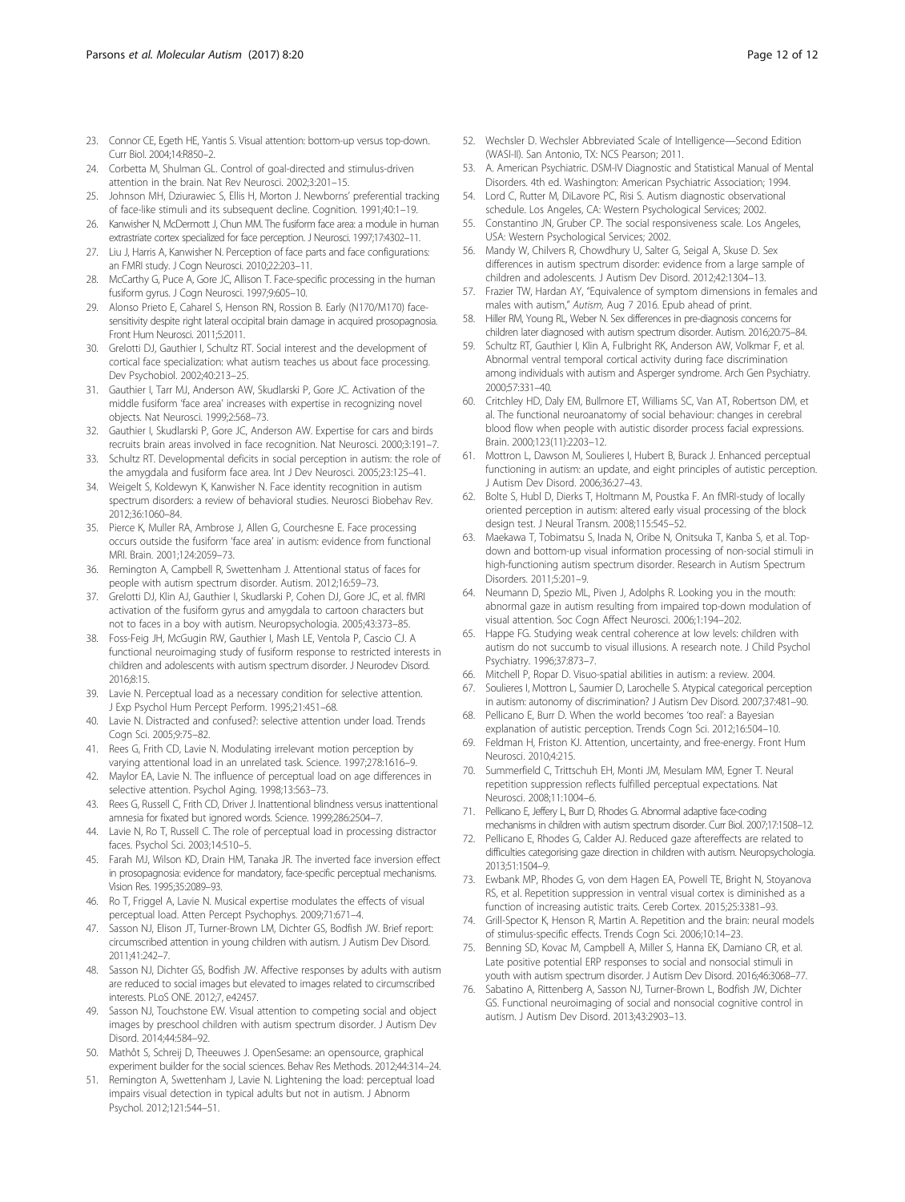23. Connor CE, Egeth HE, Yantis S. Visual attention: bottom-up versus top-down. Curr Biol. 2004;14:R850–2.
24. Corbetta M, Shulman GL. Control of goal-directed and stimulus-driven attention in the brain. Nat Rev Neurosci. 2002;3:201–15.
25. Johnson MH, Dziurawiec S, Ellis H, Morton J. Newborns' preferential tracking of face-like stimuli and its subsequent decline. Cognition. 1991;40:1–19.
26. Kanwisher N, McDermott J, Chun MM. The fusiform face area: a module in human extrastriate cortex specialized for face perception. J Neurosci. 1997;17:4302–11.
27. Liu J, Harris A, Kanwisher N. Perception of face parts and face configurations: an FMRI study. J Cogn Neurosci. 2010;22:203–11.
28. McCarthy G, Puce A, Gore JC, Allison T. Face-specific processing in the human fusiform gyrus. J Cogn Neurosci. 1997;9:605–10.
29. Alonso Prieto E, Caharel S, Henson RN, Rossion B. Early (N170/M170) face-sensitivity despite right lateral occipital brain damage in acquired prosopagnosia. Front Hum Neurosci. 2011;5:2011.
30. Grelotti DJ, Gauthier I, Schultz RT. Social interest and the development of cortical face specialization: what autism teaches us about face processing. Dev Psychobiol. 2002;40:213–25.
31. Gauthier I, Tarr MJ, Anderson AW, Skudlarski P, Gore JC. Activation of the middle fusiform 'face area' increases with expertise in recognizing novel objects. Nat Neurosci. 1999;2:568–73.
32. Gauthier I, Skudlarski P, Gore JC, Anderson AW. Expertise for cars and birds recruits brain areas involved in face recognition. Nat Neurosci. 2000;3:191–7.
33. Schultz RT. Developmental deficits in social perception in autism: the role of the amygdala and fusiform face area. Int J Dev Neurosci. 2005;23:125–41.
34. Weigelt S, Koldewyn K, Kanwisher N. Face identity recognition in autism spectrum disorders: a review of behavioral studies. Neurosci Biobehav Rev. 2012;36:1060–84.
35. Pierce K, Muller RA, Ambrose J, Allen G, Courchesne E. Face processing occurs outside the fusiform 'face area' in autism: evidence from functional MRI. Brain. 2001;124:2059–73.
36. Remington A, Campbell R, Swettenham J. Attentional status of faces for people with autism spectrum disorder. Autism. 2012;16:59–73.
37. Grelotti DJ, Klin AJ, Gauthier I, Skudlarski P, Cohen DJ, Gore JC, et al. fMRI activation of the fusiform gyrus and amygdala to cartoon characters but not to faces in a boy with autism. Neuropsychologia. 2005;43:373–85.
38. Foss-Feig JH, McGugin RW, Gauthier I, Mash LE, Ventola P, Cascio CJ. A functional neuroimaging study of fusiform response to restricted interests in children and adolescents with autism spectrum disorder. J Neurodev Disord. 2016;8:15.
39. Lavie N. Perceptual load as a necessary condition for selective attention. J Exp Psychol Hum Percept Perform. 1995;21:451–68.
40. Lavie N. Distracted and confused?: selective attention under load. Trends Cogn Sci. 2005;9:75–82.
41. Rees G, Frith CD, Lavie N. Modulating irrelevant motion perception by varying attentional load in an unrelated task. Science. 1997;278:1616–9.
42. Maylor EA, Lavie N. The influence of perceptual load on age differences in selective attention. Psychol Aging. 1998;13:563–73.
43. Rees G, Russell C, Frith CD, Driver J. Inattentional blindness versus inattentional amnesia for fixated but ignored words. Science. 1999;286:2504–7.
44. Lavie N, Ro T, Russell C. The role of perceptual load in processing distractor faces. Psychol Sci. 2003;14:510–5.
45. Farah MJ, Wilson KD, Drain HM, Tanaka JR. The inverted face inversion effect in prosopagnosia: evidence for mandatory, face-specific perceptual mechanisms. Vision Res. 1995;35:2089–93.
46. Ro T, Friggel A, Lavie N. Musical expertise modulates the effects of visual perceptual load. Atten Percept Psychophys. 2009;71:671–4.
47. Sasson NJ, Elison JT, Turner-Brown LM, Dichter GS, Bodfish JW. Brief report: circumscribed attention in young children with autism. J Autism Dev Disord. 2011;41:242–7.
48. Sasson NJ, Dichter GS, Bodfish JW. Affective responses by adults with autism are reduced to social images but elevated to images related to circumscribed interests. PLoS ONE. 2012;7, e42457.
49. Sasson NJ, Touchstone EW. Visual attention to competing social and object images by preschool children with autism spectrum disorder. J Autism Dev Disord. 2014;44:584–92.
50. Mathôt S, Schreij D, Theeuwes J. OpenSesame: an opensource, graphical experiment builder for the social sciences. Behav Res Methods. 2012;44:314–24.
51. Remington A, Swettenham J, Lavie N. Lightening the load: perceptual load impairs visual detection in typical adults but not in autism. J Abnorm Psychol. 2012;121:544–51.
52. Wechsler D. Wechsler Abbreviated Scale of Intelligence—Second Edition (WASI-II). San Antonio, TX: NCS Pearson; 2011.
53. A. American Psychiatric. DSM-IV Diagnostic and Statistical Manual of Mental Disorders. 4th ed. Washington: American Psychiatric Association; 1994.
54. Lord C, Rutter M, DiLavore PC, Risi S. Autism diagnostic observational schedule. Los Angeles, CA: Western Psychological Services; 2002.
55. Constantino JN, Gruber CP. The social responsiveness scale. Los Angeles, USA: Western Psychological Services; 2002.
56. Mandy W, Chilvers R, Chowdhury U, Salter G, Seigal A, Skuse D. Sex differences in autism spectrum disorder: evidence from a large sample of children and adolescents. J Autism Dev Disord. 2012;42:1304–13.
57. Frazier TW, Hardan AY, "Equivalence of symptom dimensions in females and males with autism," *Autism*, Aug 7 2016. Epub ahead of print.
58. Hiller RM, Young RL, Weber N. Sex differences in pre-diagnosis concerns for children later diagnosed with autism spectrum disorder. Autism. 2016;20:75–84.
59. Schultz RT, Gauthier I, Klin A, Fulbright RK, Anderson AW, Volkmar F, et al. Abnormal ventral temporal cortical activity during face discrimination among individuals with autism and Asperger syndrome. Arch Gen Psychiatry. 2000;57:331–40.
60. Critchley HD, Daly EM, Bullmore ET, Williams SC, Van AT, Robertson DM, et al. The functional neuroanatomy of social behaviour: changes in cerebral blood flow when people with autistic disorder process facial expressions. Brain. 2000;123(11):2203–12.
61. Mottron L, Dawson M, Soulieres I, Hubert B, Burack J. Enhanced perceptual functioning in autism: an update, and eight principles of autistic perception. J Autism Dev Disord. 2006;36:27–43.
62. Bolte S, Hubl D, Dierks T, Holtmann M, Poustka F. An fMRI-study of locally oriented perception in autism: altered early visual processing of the block design test. J Neural Transm. 2008;115:545–52.
63. Maekawa T, Tobimatsu S, Inada N, Oribe N, Onitsuka T, Kanba S, et al. Top-down and bottom-up visual information processing of non-social stimuli in high-functioning autism spectrum disorder. Research in Autism Spectrum Disorders. 2011;5:201–9.
64. Neumann D, Spezio ML, Piven J, Adolphs R. Looking you in the mouth: abnormal gaze in autism resulting from impaired top-down modulation of visual attention. Soc Cogn Affect Neurosci. 2006;1:194–202.
65. Happe FG. Studying weak central coherence at low levels: children with autism do not succumb to visual illusions. A research note. J Child Psychol Psychiatry. 1996;37:873–7.
66. Mitchell P, Ropar D. Visuo-spatial abilities in autism: a review. 2004.
67. Soulieres I, Mottron L, Saumier D, Larochelle S. Atypical categorical perception in autism: autonomy of discrimination? J Autism Dev Disord. 2007;37:481–90.
68. Pellicano E, Burr D. When the world becomes 'too real': a Bayesian explanation of autistic perception. Trends Cogn Sci. 2012;16:504–10.
69. Feldman H, Friston KJ. Attention, uncertainty, and free-energy. Front Hum Neurosci. 2010;4:215.
70. Summerfield C, Trittschuh EH, Monti JM, Mesulam MM, Egner T. Neural repetition suppression reflects fulfilled perceptual expectations. Nat Neurosci. 2008;11:1004–6.
71. Pellicano E, Jeffery L, Burr D, Rhodes G. Abnormal adaptive face-coding mechanisms in children with autism spectrum disorder. Curr Biol. 2007;17:1508–12.
72. Pellicano E, Rhodes G, Calder AJ. Reduced gaze aftereffects are related to difficulties categorising gaze direction in children with autism. Neuropsychologia. 2013;51:1504–9.
73. Ewbank MP, Rhodes G, von dem Hagen EA, Powell TE, Bright N, Stoyanova RS, et al. Repetition suppression in ventral visual cortex is diminished as a function of increasing autistic traits. Cereb Cortex. 2015;25:3381–93.
74. Grill-Spector K, Henson R, Martin A. Repetition and the brain: neural models of stimulus-specific effects. Trends Cogn Sci. 2006;10:14–23.
75. Benning SD, Kovac M, Campbell A, Miller S, Hanna EK, Damiano CR, et al. Late positive potential ERP responses to social and nonsocial stimuli in youth with autism spectrum disorder. J Autism Dev Disord. 2016;46:3068–77.
76. Sabatino A, Rittenberg A, Sasson NJ, Turner-Brown L, Bodfish JW, Dichter GS. Functional neuroimaging of social and nonsocial cognitive control in autism. J Autism Dev Disord. 2013;43:2903–13.